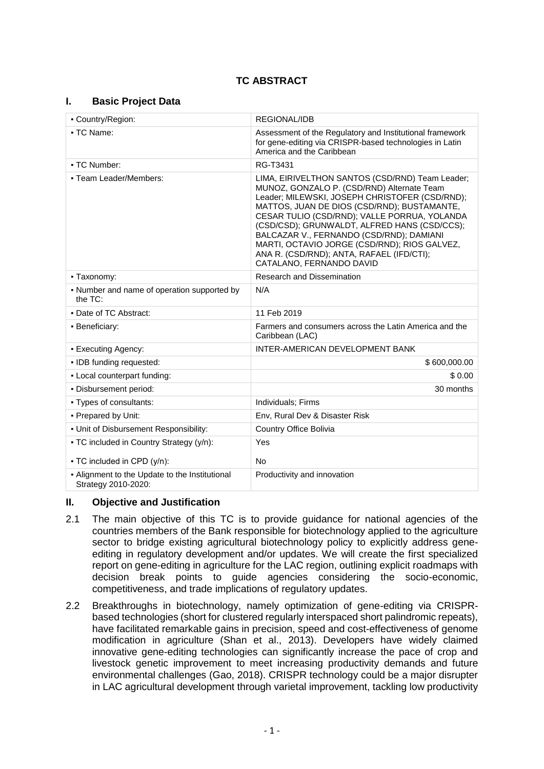# TC ABSTRACT

## I. Basic Project Data

| | |
|---|---|
| ▪ Country/Region: | REGIONAL/IDB |
| ▪ TC Name: | Assessment of the Regulatory and Institutional framework for gene-editing via CRISPR-based technologies in Latin America and the Caribbean |
| ▪ TC Number: | RG-T3431 |
| ▪ Team Leader/Members: | LIMA, EIRIVELTHON SANTOS (CSD/RND) Team Leader; MUNOZ, GONZALO P. (CSD/RND) Alternate Team Leader; MILEWSKI, JOSEPH CHRISTOFER (CSD/RND); MATTOS, JUAN DE DIOS (CSD/RND); BUSTAMANTE, CESAR TULIO (CSD/RND); VALLE PORRUA, YOLANDA (CSD/CSD); GRUNWALDT, ALFRED HANS (CSD/CCS); BALCAZAR V., FERNANDO (CSD/RND); DAMIANI MARTI, OCTAVIO JORGE (CSD/RND); RIOS GALVEZ, ANA R. (CSD/RND); ANTA, RAFAEL (IFD/CTI); CATALANO, FERNANDO DAVID |
| ▪ Taxonomy: | Research and Dissemination |
| ▪ Number and name of operation supported by the TC: | N/A |
| ▪ Date of TC Abstract: | 11 Feb 2019 |
| ▪ Beneficiary: | Farmers and consumers across the Latin America and the Caribbean (LAC) |
| ▪ Executing Agency: | INTER-AMERICAN DEVELOPMENT BANK |
| ▪ IDB funding requested: | $ 600,000.00 |
| ▪ Local counterpart funding: | $ 0.00 |
| ▪ Disbursement period: | 30 months |
| ▪ Types of consultants: | Individuals; Firms |
| ▪ Prepared by Unit: | Env, Rural Dev & Disaster Risk |
| ▪ Unit of Disbursement Responsibility: | Country Office Bolivia |
| ▪ TC included in Country Strategy (y/n): | Yes |
| ▪ TC included in CPD (y/n): | No |
| ▪ Alignment to the Update to the Institutional Strategy 2010-2020: | Productivity and innovation |

## II. Objective and Justification

2.1 The main objective of this TC is to provide guidance for national agencies of the countries members of the Bank responsible for biotechnology applied to the agriculture sector to bridge existing agricultural biotechnology policy to explicitly address gene-editing in regulatory development and/or updates. We will create the first specialized report on gene-editing in agriculture for the LAC region, outlining explicit roadmaps with decision break points to guide agencies considering the socio-economic, competitiveness, and trade implications of regulatory updates.

2.2 Breakthroughs in biotechnology, namely optimization of gene-editing via CRISPR-based technologies (short for clustered regularly interspaced short palindromic repeats), have facilitated remarkable gains in precision, speed and cost-effectiveness of genome modification in agriculture (Shan et al., 2013). Developers have widely claimed innovative gene-editing technologies can significantly increase the pace of crop and livestock genetic improvement to meet increasing productivity demands and future environmental challenges (Gao, 2018). CRISPR technology could be a major disrupter in LAC agricultural development through varietal improvement, tackling low productivity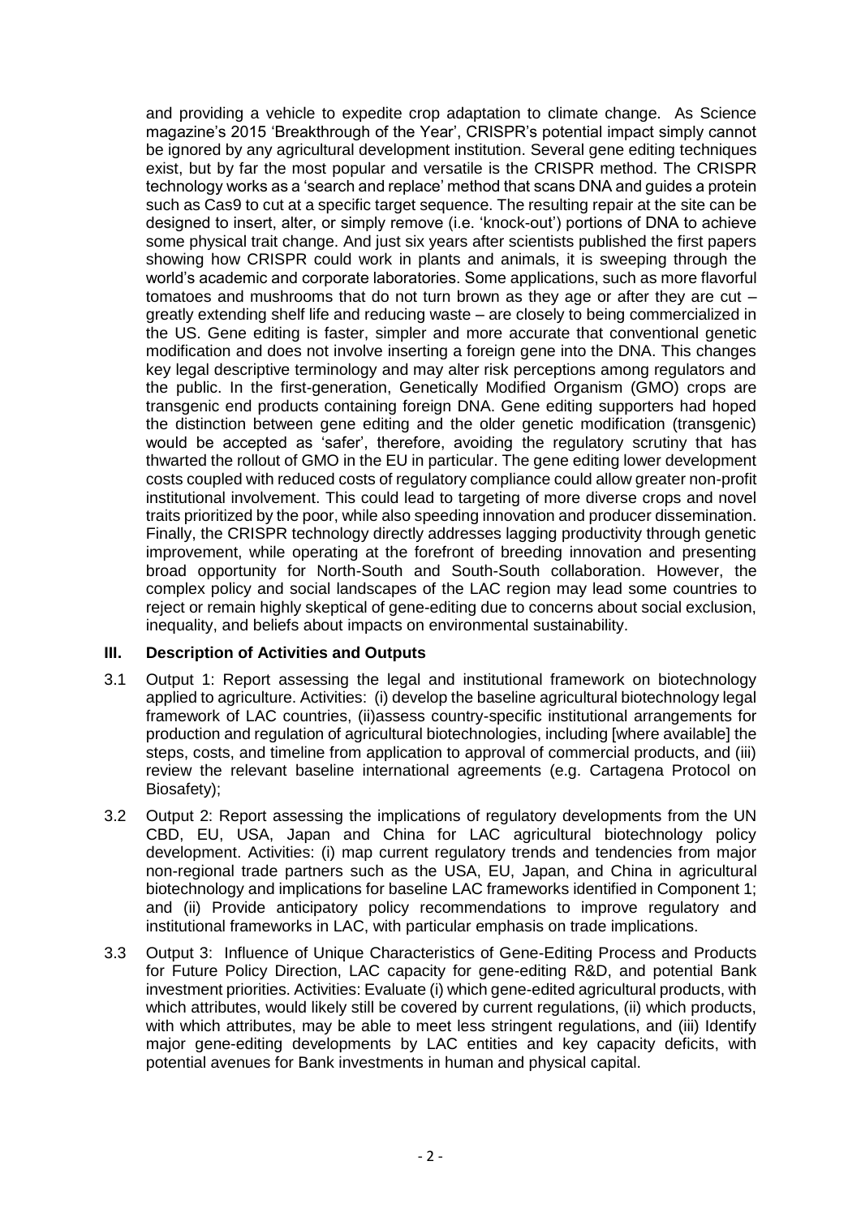and providing a vehicle to expedite crop adaptation to climate change. As Science magazine's 2015 'Breakthrough of the Year', CRISPR's potential impact simply cannot be ignored by any agricultural development institution. Several gene editing techniques exist, but by far the most popular and versatile is the CRISPR method. The CRISPR technology works as a 'search and replace' method that scans DNA and guides a protein such as Cas9 to cut at a specific target sequence. The resulting repair at the site can be designed to insert, alter, or simply remove (i.e. 'knock-out') portions of DNA to achieve some physical trait change. And just six years after scientists published the first papers showing how CRISPR could work in plants and animals, it is sweeping through the world's academic and corporate laboratories. Some applications, such as more flavorful tomatoes and mushrooms that do not turn brown as they age or after they are cut – greatly extending shelf life and reducing waste – are closely to being commercialized in the US. Gene editing is faster, simpler and more accurate that conventional genetic modification and does not involve inserting a foreign gene into the DNA. This changes key legal descriptive terminology and may alter risk perceptions among regulators and the public. In the first-generation, Genetically Modified Organism (GMO) crops are transgenic end products containing foreign DNA. Gene editing supporters had hoped the distinction between gene editing and the older genetic modification (transgenic) would be accepted as 'safer', therefore, avoiding the regulatory scrutiny that has thwarted the rollout of GMO in the EU in particular. The gene editing lower development costs coupled with reduced costs of regulatory compliance could allow greater non-profit institutional involvement. This could lead to targeting of more diverse crops and novel traits prioritized by the poor, while also speeding innovation and producer dissemination. Finally, the CRISPR technology directly addresses lagging productivity through genetic improvement, while operating at the forefront of breeding innovation and presenting broad opportunity for North-South and South-South collaboration. However, the complex policy and social landscapes of the LAC region may lead some countries to reject or remain highly skeptical of gene-editing due to concerns about social exclusion, inequality, and beliefs about impacts on environmental sustainability.

## III. Description of Activities and Outputs

3.1 Output 1: Report assessing the legal and institutional framework on biotechnology applied to agriculture. Activities: (i) develop the baseline agricultural biotechnology legal framework of LAC countries, (ii)assess country-specific institutional arrangements for production and regulation of agricultural biotechnologies, including [where available] the steps, costs, and timeline from application to approval of commercial products, and (iii) review the relevant baseline international agreements (e.g. Cartagena Protocol on Biosafety);

3.2 Output 2: Report assessing the implications of regulatory developments from the UN CBD, EU, USA, Japan and China for LAC agricultural biotechnology policy development. Activities: (i) map current regulatory trends and tendencies from major non-regional trade partners such as the USA, EU, Japan, and China in agricultural biotechnology and implications for baseline LAC frameworks identified in Component 1; and (ii) Provide anticipatory policy recommendations to improve regulatory and institutional frameworks in LAC, with particular emphasis on trade implications.

3.3 Output 3: Influence of Unique Characteristics of Gene-Editing Process and Products for Future Policy Direction, LAC capacity for gene-editing R&D, and potential Bank investment priorities. Activities: Evaluate (i) which gene-edited agricultural products, with which attributes, would likely still be covered by current regulations, (ii) which products, with which attributes, may be able to meet less stringent regulations, and (iii) Identify major gene-editing developments by LAC entities and key capacity deficits, with potential avenues for Bank investments in human and physical capital.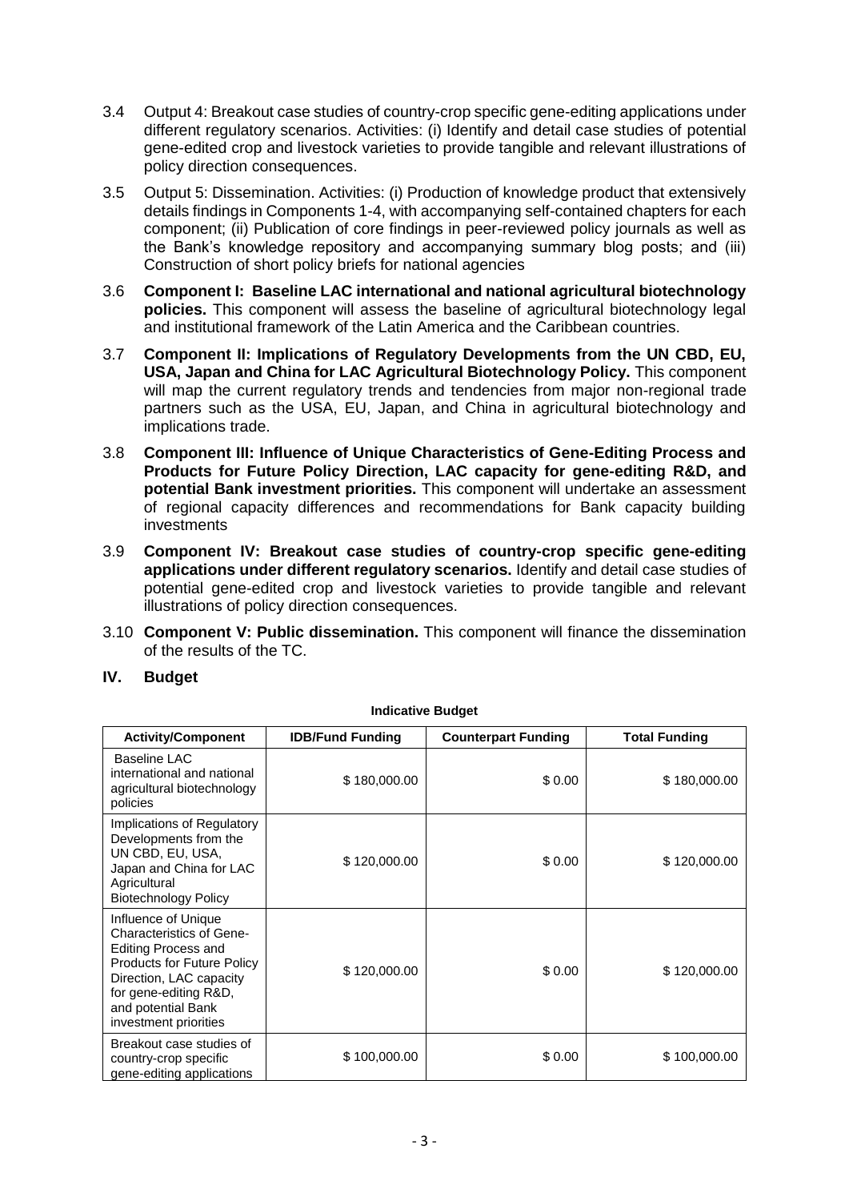3.4 Output 4: Breakout case studies of country-crop specific gene-editing applications under different regulatory scenarios. Activities: (i) Identify and detail case studies of potential gene-edited crop and livestock varieties to provide tangible and relevant illustrations of policy direction consequences.

3.5 Output 5: Dissemination. Activities: (i) Production of knowledge product that extensively details findings in Components 1-4, with accompanying self-contained chapters for each component; (ii) Publication of core findings in peer-reviewed policy journals as well as the Bank's knowledge repository and accompanying summary blog posts; and (iii) Construction of short policy briefs for national agencies

3.6 **Component I: Baseline LAC international and national agricultural biotechnology policies.** This component will assess the baseline of agricultural biotechnology legal and institutional framework of the Latin America and the Caribbean countries.

3.7 **Component II: Implications of Regulatory Developments from the UN CBD, EU, USA, Japan and China for LAC Agricultural Biotechnology Policy.** This component will map the current regulatory trends and tendencies from major non-regional trade partners such as the USA, EU, Japan, and China in agricultural biotechnology and implications trade.

3.8 **Component III: Influence of Unique Characteristics of Gene-Editing Process and Products for Future Policy Direction, LAC capacity for gene-editing R&D, and potential Bank investment priorities.** This component will undertake an assessment of regional capacity differences and recommendations for Bank capacity building investments

3.9 **Component IV: Breakout case studies of country-crop specific gene-editing applications under different regulatory scenarios.** Identify and detail case studies of potential gene-edited crop and livestock varieties to provide tangible and relevant illustrations of policy direction consequences.

3.10 **Component V: Public dissemination.** This component will finance the dissemination of the results of the TC.

## IV. Budget

**Indicative Budget**

| Activity/Component | IDB/Fund Funding | Counterpart Funding | Total Funding |
|---|---|---|---|
| Baseline LAC international and national agricultural biotechnology policies | $ 180,000.00 | $ 0.00 | $ 180,000.00 |
| Implications of Regulatory Developments from the UN CBD, EU, USA, Japan and China for LAC Agricultural Biotechnology Policy | $ 120,000.00 | $ 0.00 | $ 120,000.00 |
| Influence of Unique Characteristics of Gene-Editing Process and Products for Future Policy Direction, LAC capacity for gene-editing R&D, and potential Bank investment priorities | $ 120,000.00 | $ 0.00 | $ 120,000.00 |
| Breakout case studies of country-crop specific gene-editing applications | $ 100,000.00 | $ 0.00 | $ 100,000.00 |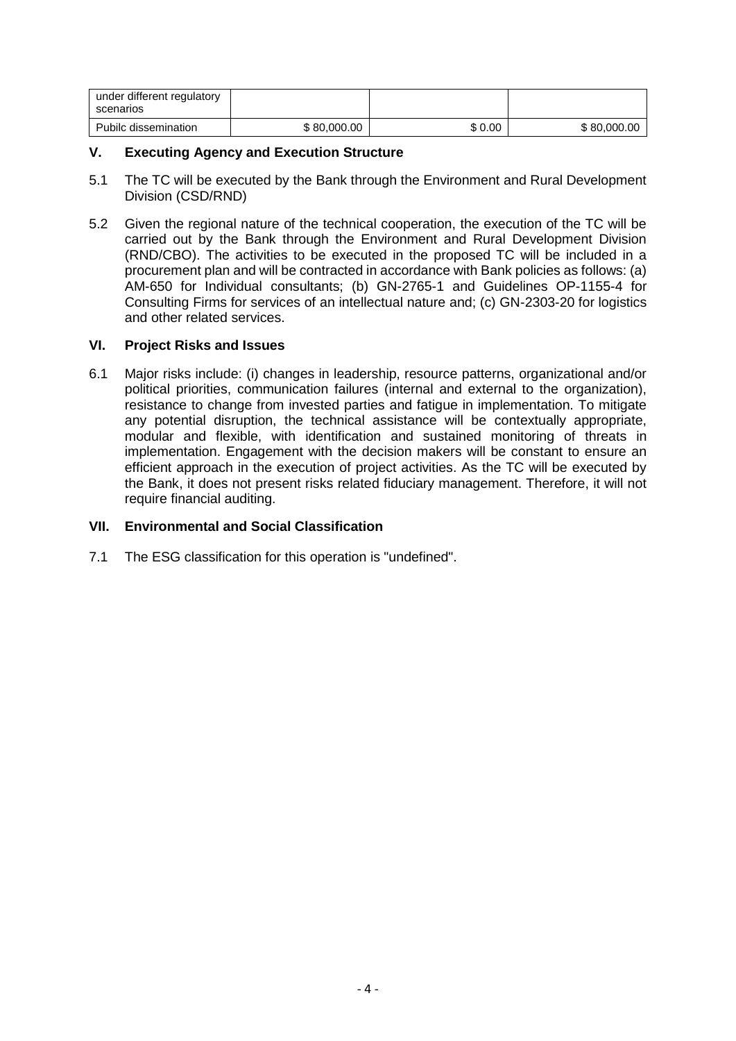| | | | |
|---|---|---|---|
| under different regulatory scenarios | | | |
| Pubilc dissemination | $ 80,000.00 | $ 0.00 | $ 80,000.00 |

## V. Executing Agency and Execution Structure

5.1 The TC will be executed by the Bank through the Environment and Rural Development Division (CSD/RND)

5.2 Given the regional nature of the technical cooperation, the execution of the TC will be carried out by the Bank through the Environment and Rural Development Division (RND/CBO). The activities to be executed in the proposed TC will be included in a procurement plan and will be contracted in accordance with Bank policies as follows: (a) AM-650 for Individual consultants; (b) GN-2765-1 and Guidelines OP-1155-4 for Consulting Firms for services of an intellectual nature and; (c) GN-2303-20 for logistics and other related services.

## VI. Project Risks and Issues

6.1 Major risks include: (i) changes in leadership, resource patterns, organizational and/or political priorities, communication failures (internal and external to the organization), resistance to change from invested parties and fatigue in implementation. To mitigate any potential disruption, the technical assistance will be contextually appropriate, modular and flexible, with identification and sustained monitoring of threats in implementation. Engagement with the decision makers will be constant to ensure an efficient approach in the execution of project activities. As the TC will be executed by the Bank, it does not present risks related fiduciary management. Therefore, it will not require financial auditing.

## VII. Environmental and Social Classification

7.1 The ESG classification for this operation is "undefined".